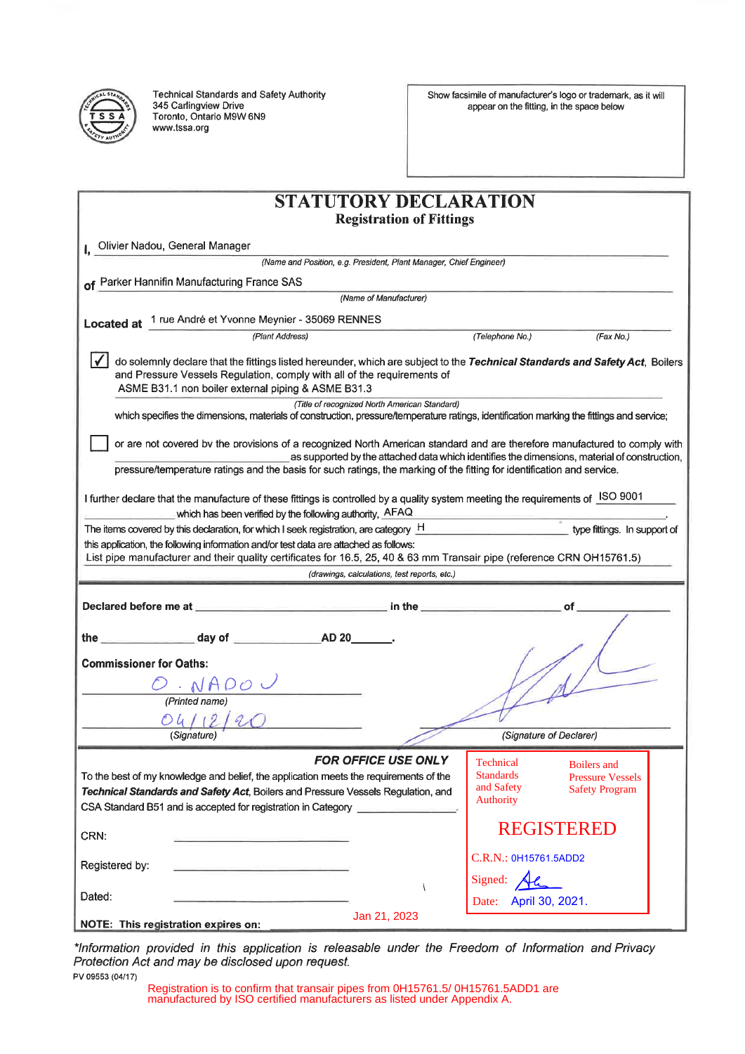Technical Standards and Safety Authority
345 Carlingview Drive
Toronto, Ontario M9W 6N9
www.tssa.org

Show facsimile of manufacturer's logo or trademark, as it will appear on the fitting, in the space below

# STATUTORY DECLARATION

## Registration of Fittings

I, Olivier Nadou, General Manager
*(Name and Position, e.g. President, Plant Manager, Chief Engineer)*

of Parker Hannifin Manufacturing France SAS
*(Name of Manufacturer)*

Located at 1 rue André et Yvonne Meynier - 35069 RENNES
*(Plant Address)* *(Telephone No.)* *(Fax No.)*

☑ do solemnly declare that the fittings listed hereunder, which are subject to the ***Technical Standards and Safety Act***, Boilers and Pressure Vessels Regulation, comply with all of the requirements of
ASME B31.1 non boiler external piping & ASME B31.3
*(Title of recognized North American Standard)*
which specifies the dimensions, materials of construction, pressure/temperature ratings, identification marking the fittings and service;

☐ or are not covered by the provisions of a recognized North American standard and are therefore manufactured to comply with ______ as supported by the attached data which identifies the dimensions, material of construction, pressure/temperature ratings and the basis for such ratings, the marking of the fitting for identification and service.

I further declare that the manufacture of these fittings is controlled by a quality system meeting the requirements of ISO 9001 which has been verified by the following authority, AFAQ.

The items covered by this declaration, for which I seek registration, are category H type fittings. In support of this application, the following information and/or test data are attached as follows:
List pipe manufacturer and their quality certificates for 16.5, 25, 40 & 63 mm Transair pipe (reference CRN OH15761.5)
*(drawings, calculations, test reports, etc.)*

**Declared before me at** ______ **in the** ______ **of** ______

**the** ______ **day of** ______ **AD 20**______.

**Commissioner for Oaths:**

O. NADOU
*(Printed name)*

04/12/20
*(Signature)*

*(Signature of Declarer)*

***FOR OFFICE USE ONLY***

To the best of my knowledge and belief, the application meets the requirements of the ***Technical Standards and Safety Act***, Boilers and Pressure Vessels Regulation, and CSA Standard B51 and is accepted for registration in Category ______.

CRN: ______

Registered by: ______

Dated: ______

**NOTE: This registration expires on:** Jan 21, 2023

Technical Standards and Safety Authority — Boilers and Pressure Vessels Safety Program

REGISTERED

C.R.N.: 0H15761.5ADD2

Signed:

Date: April 30, 2021.

*\*Information provided in this application is releasable under the Freedom of Information and Privacy Protection Act and may be disclosed upon request.*

PV 09553 (04/17)

Registration is to confirm that transair pipes from 0H15761.5/ 0H15761.5ADD1 are manufactured by ISO certified manufacturers as listed under Appendix A.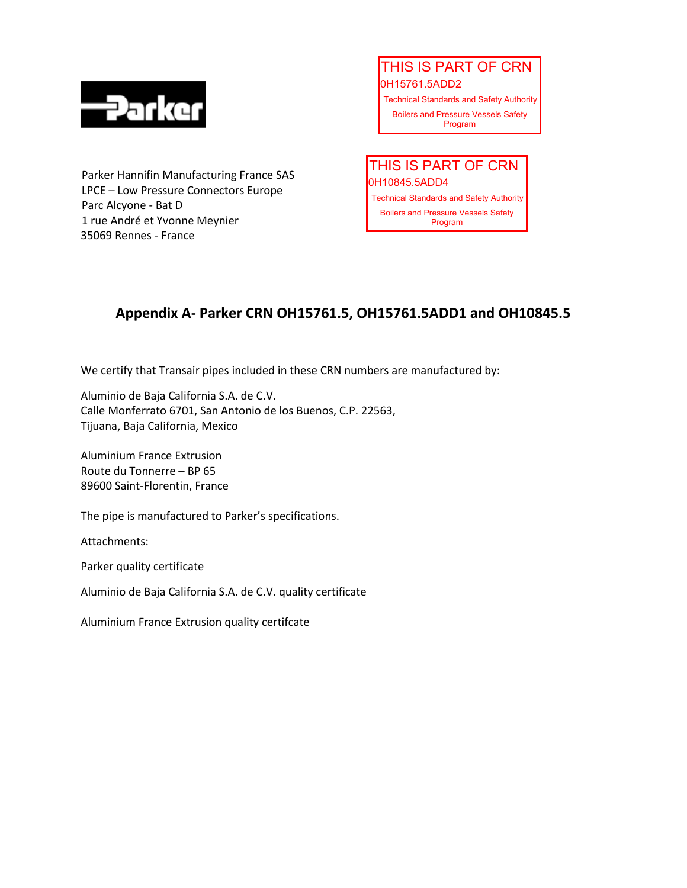THIS IS PART OF CRN
0H15761.5ADD2
Technical Standards and Safety Authority
Boilers and Pressure Vessels Safety Program

THIS IS PART OF CRN
0H10845.5ADD4
Technical Standards and Safety Authority
Boilers and Pressure Vessels Safety Program

Parker Hannifin Manufacturing France SAS
LPCE – Low Pressure Connectors Europe
Parc Alcyone - Bat D
1 rue André et Yvonne Meynier
35069 Rennes - France

## Appendix A- Parker CRN OH15761.5, OH15761.5ADD1 and OH10845.5

We certify that Transair pipes included in these CRN numbers are manufactured by:

Aluminio de Baja California S.A. de C.V.
Calle Monferrato 6701, San Antonio de los Buenos, C.P. 22563,
Tijuana, Baja California, Mexico

Aluminium France Extrusion
Route du Tonnerre – BP 65
89600 Saint-Florentin, France

The pipe is manufactured to Parker's specifications.

Attachments:

Parker quality certificate

Aluminio de Baja California S.A. de C.V. quality certificate

Aluminium France Extrusion quality certifcate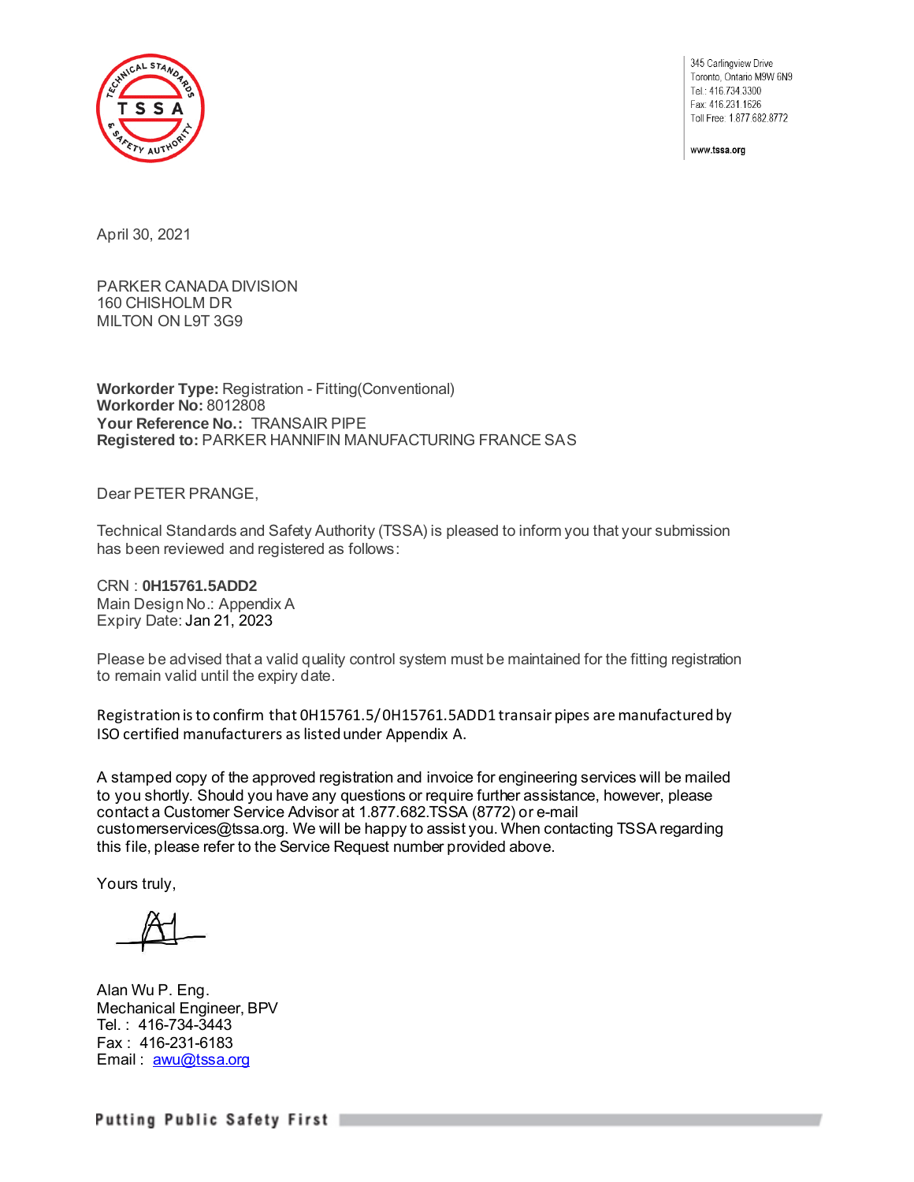345 Carlingview Drive
Toronto, Ontario M9W 6N9
Tel.: 416.734.3300
Fax: 416.231.1626
Toll Free: 1.877.682.8772

www.tssa.org

April 30, 2021

PARKER CANADA DIVISION
160 CHISHOLM DR
MILTON ON L9T 3G9

**Workorder Type:** Registration - Fitting(Conventional)
**Workorder No:** 8012808
**Your Reference No.:** TRANSAIR PIPE
**Registered to:** PARKER HANNIFIN MANUFACTURING FRANCE SAS

Dear PETER PRANGE,

Technical Standards and Safety Authority (TSSA) is pleased to inform you that your submission has been reviewed and registered as follows:

CRN : **0H15761.5ADD2**
Main Design No.: Appendix A
Expiry Date: Jan 21, 2023

Please be advised that a valid quality control system must be maintained for the fitting registration to remain valid until the expiry date.

Registration is to confirm that 0H15761.5/0H15761.5ADD1 transair pipes are manufactured by ISO certified manufacturers as listed under Appendix A.

A stamped copy of the approved registration and invoice for engineering services will be mailed to you shortly. Should you have any questions or require further assistance, however, please contact a Customer Service Advisor at 1.877.682.TSSA (8772) or e-mail customerservices@tssa.org. We will be happy to assist you. When contacting TSSA regarding this file, please refer to the Service Request number provided above.

Yours truly,

Alan Wu P. Eng.
Mechanical Engineer, BPV
Tel. : 416-734-3443
Fax : 416-231-6183
Email : awu@tssa.org

Putting Public Safety First